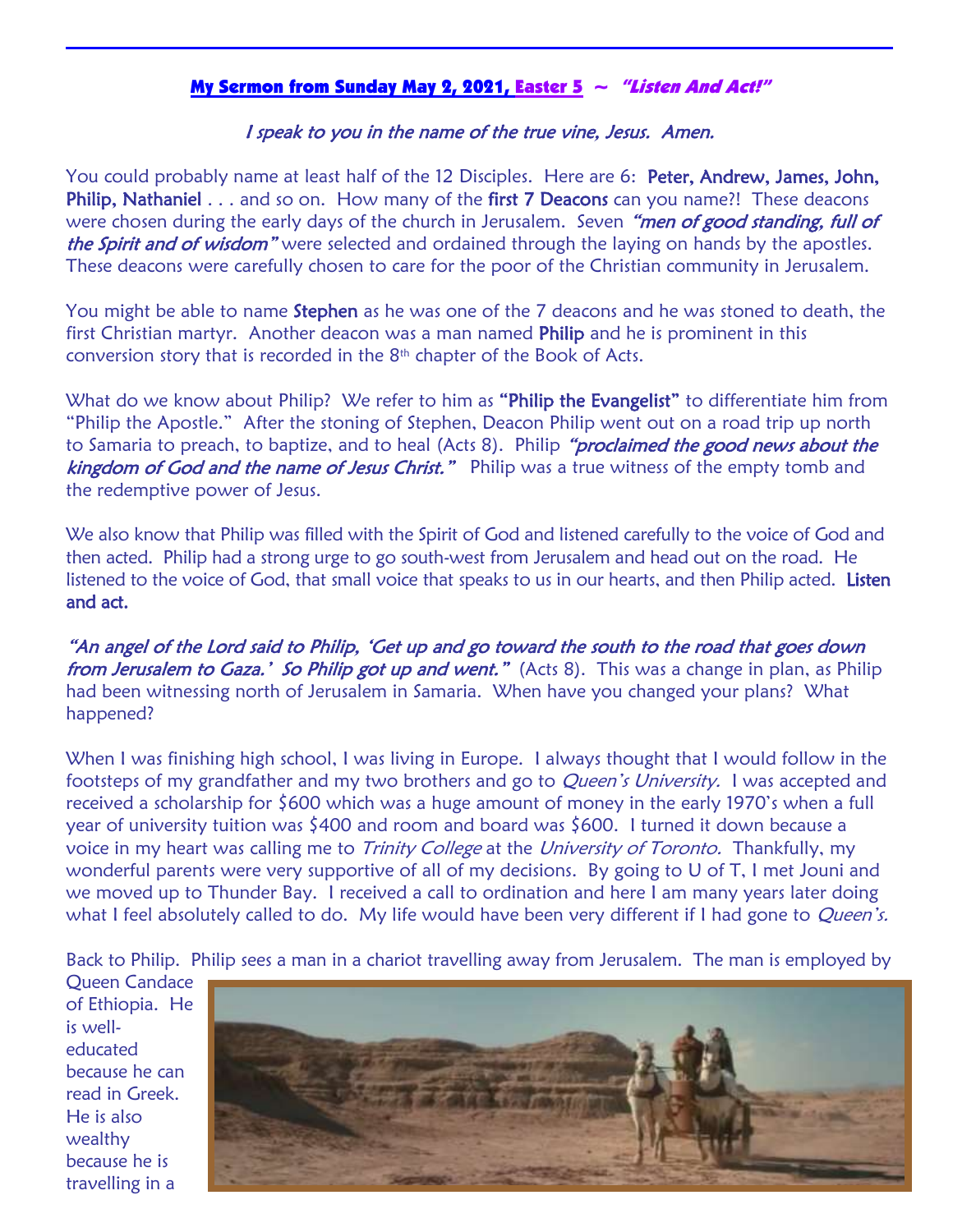## **My Sermon from Sunday May 2, 2021, Easter 5 ~ *"Listen And Act!"***

*I speak to you in the name of the true vine, Jesus. Amen.*

You could probably name at least half of the 12 Disciples. Here are 6: **Peter, Andrew, James, John, Philip, Nathaniel** . . . and so on. How many of the **first 7 Deacons** can you name?! These deacons were chosen during the early days of the church in Jerusalem. Seven *"men of good standing, full of the Spirit and of wisdom"* were selected and ordained through the laying on hands by the apostles. These deacons were carefully chosen to care for the poor of the Christian community in Jerusalem.

You might be able to name **Stephen** as he was one of the 7 deacons and he was stoned to death, the first Christian martyr. Another deacon was a man named **Philip** and he is prominent in this conversion story that is recorded in the 8th chapter of the Book of Acts.

What do we know about Philip? We refer to him as **"Philip the Evangelist"** to differentiate him from "Philip the Apostle." After the stoning of Stephen, Deacon Philip went out on a road trip up north to Samaria to preach, to baptize, and to heal (Acts 8). Philip *"proclaimed the good news about the kingdom of God and the name of Jesus Christ."* Philip was a true witness of the empty tomb and the redemptive power of Jesus.

We also know that Philip was filled with the Spirit of God and listened carefully to the voice of God and then acted. Philip had a strong urge to go south-west from Jerusalem and head out on the road. He listened to the voice of God, that small voice that speaks to us in our hearts, and then Philip acted. **Listen and act.**

*"An angel of the Lord said to Philip, 'Get up and go toward the south to the road that goes down from Jerusalem to Gaza.' So Philip got up and went."* (Acts 8). This was a change in plan, as Philip had been witnessing north of Jerusalem in Samaria. When have you changed your plans? What happened?

When I was finishing high school, I was living in Europe. I always thought that I would follow in the footsteps of my grandfather and my two brothers and go to *Queen's University.* I was accepted and received a scholarship for $600 which was a huge amount of money in the early 1970's when a full year of university tuition was $400 and room and board was $600. I turned it down because a voice in my heart was calling me to *Trinity College* at the *University of Toronto.* Thankfully, my wonderful parents were very supportive of all of my decisions. By going to U of T, I met Jouni and we moved up to Thunder Bay. I received a call to ordination and here I am many years later doing what I feel absolutely called to do. My life would have been very different if I had gone to *Queen's.*

Back to Philip. Philip sees a man in a chariot travelling away from Jerusalem. The man is employed by Queen Candace of Ethiopia. He is well-educated because he can read in Greek. He is also wealthy because he is travelling in a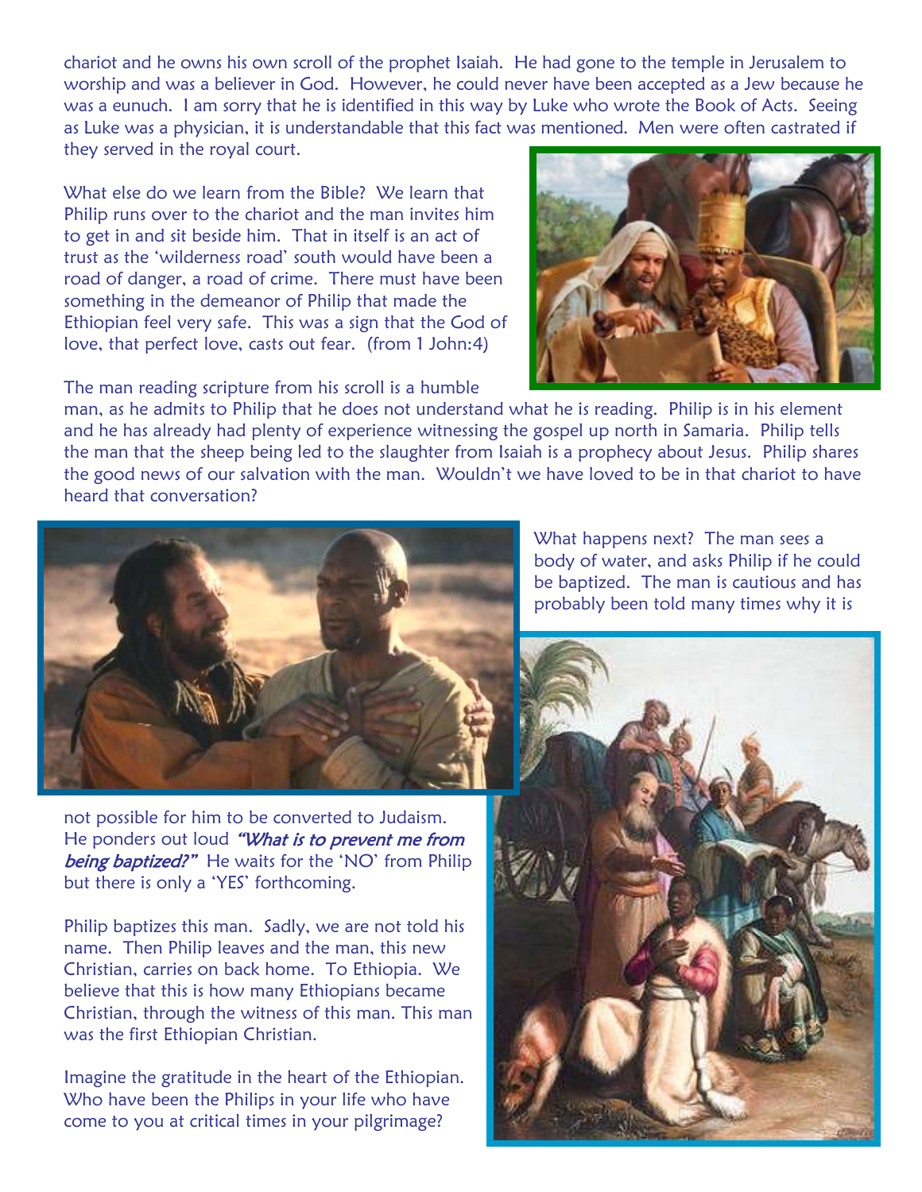chariot and he owns his own scroll of the prophet Isaiah. He had gone to the temple in Jerusalem to worship and was a believer in God. However, he could never have been accepted as a Jew because he was a eunuch. I am sorry that he is identified in this way by Luke who wrote the Book of Acts. Seeing as Luke was a physician, it is understandable that this fact was mentioned. Men were often castrated if they served in the royal court.

What else do we learn from the Bible? We learn that Philip runs over to the chariot and the man invites him to get in and sit beside him. That in itself is an act of trust as the 'wilderness road' south would have been a road of danger, a road of crime. There must have been something in the demeanor of Philip that made the Ethiopian feel very safe. This was a sign that the God of love, that perfect love, casts out fear. (from 1 John:4)

The man reading scripture from his scroll is a humble man, as he admits to Philip that he does not understand what he is reading. Philip is in his element and he has already had plenty of experience witnessing the gospel up north in Samaria. Philip tells the man that the sheep being led to the slaughter from Isaiah is a prophecy about Jesus. Philip shares the good news of our salvation with the man. Wouldn't we have loved to be in that chariot to have heard that conversation?

What happens next? The man sees a body of water, and asks Philip if he could be baptized. The man is cautious and has probably been told many times why it is not possible for him to be converted to Judaism. He ponders out loud ***"What is to prevent me from being baptized?"*** He waits for the 'NO' from Philip but there is only a 'YES' forthcoming.

Philip baptizes this man. Sadly, we are not told his name. Then Philip leaves and the man, this new Christian, carries on back home. To Ethiopia. We believe that this is how many Ethiopians became Christian, through the witness of this man. This man was the first Ethiopian Christian.

Imagine the gratitude in the heart of the Ethiopian. Who have been the Philips in your life who have come to you at critical times in your pilgrimage?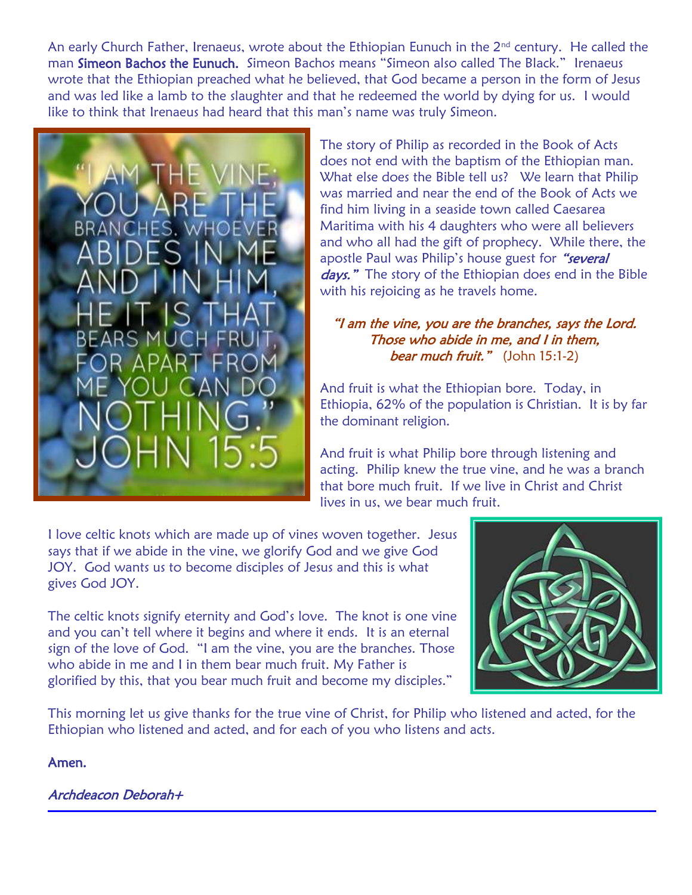An early Church Father, Irenaeus, wrote about the Ethiopian Eunuch in the 2nd century. He called the man **Simeon Bachos the Eunuch.** Simeon Bachos means "Simeon also called The Black." Irenaeus wrote that the Ethiopian preached what he believed, that God became a person in the form of Jesus and was led like a lamb to the slaughter and that he redeemed the world by dying for us. I would like to think that Irenaeus had heard that this man's name was truly Simeon.

The story of Philip as recorded in the Book of Acts does not end with the baptism of the Ethiopian man. What else does the Bible tell us? We learn that Philip was married and near the end of the Book of Acts we find him living in a seaside town called Caesarea Maritima with his 4 daughters who were all believers and who all had the gift of prophecy. While there, the apostle Paul was Philip's house guest for *"several days."* The story of the Ethiopian does end in the Bible with his rejoicing as he travels home.

*"I am the vine, you are the branches, says the Lord.*
*Those who abide in me, and I in them,*
*bear much fruit."* (John 15:1-2)

And fruit is what the Ethiopian bore. Today, in Ethiopia, 62% of the population is Christian. It is by far the dominant religion.

And fruit is what Philip bore through listening and acting. Philip knew the true vine, and he was a branch that bore much fruit. If we live in Christ and Christ lives in us, we bear much fruit.

I love celtic knots which are made up of vines woven together. Jesus says that if we abide in the vine, we glorify God and we give God JOY. God wants us to become disciples of Jesus and this is what gives God JOY.

The celtic knots signify eternity and God's love. The knot is one vine and you can't tell where it begins and where it ends. It is an eternal sign of the love of God. "I am the vine, you are the branches. Those who abide in me and I in them bear much fruit. My Father is glorified by this, that you bear much fruit and become my disciples."

This morning let us give thanks for the true vine of Christ, for Philip who listened and acted, for the Ethiopian who listened and acted, and for each of you who listens and acts.

Amen.

*Archdeacon Deborah+*